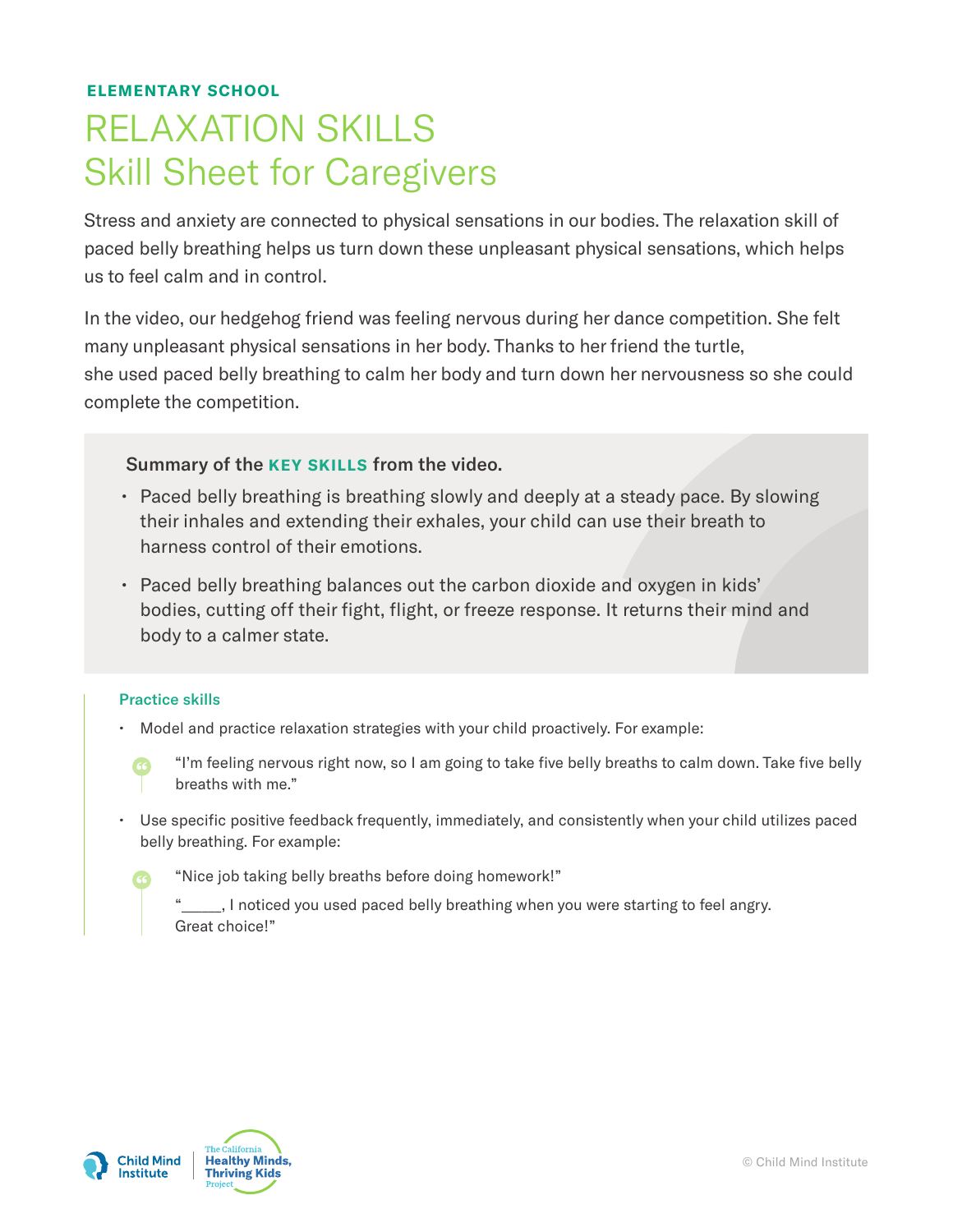**ELEMENTARY SCHOOL**

# RELAXATION SKILLS
# Skill Sheet for Caregivers

Stress and anxiety are connected to physical sensations in our bodies. The relaxation skill of paced belly breathing helps us turn down these unpleasant physical sensations, which helps us to feel calm and in control.

In the video, our hedgehog friend was feeling nervous during her dance competition. She felt many unpleasant physical sensations in her body. Thanks to her friend the turtle, she used paced belly breathing to calm her body and turn down her nervousness so she could complete the competition.

**Summary of the KEY SKILLS from the video.**

- Paced belly breathing is breathing slowly and deeply at a steady pace. By slowing their inhales and extending their exhales, your child can use their breath to harness control of their emotions.
- Paced belly breathing balances out the carbon dioxide and oxygen in kids' bodies, cutting off their fight, flight, or freeze response. It returns their mind and body to a calmer state.

**Practice skills**

- Model and practice relaxation strategies with your child proactively. For example:

  > "I'm feeling nervous right now, so I am going to take five belly breaths to calm down. Take five belly breaths with me."

- Use specific positive feedback frequently, immediately, and consistently when your child utilizes paced belly breathing. For example:

  > "Nice job taking belly breaths before doing homework!"
  >
  > "_____, I noticed you used paced belly breathing when you were starting to feel angry. Great choice!"

Child Mind Institute | The California Healthy Minds, Thriving Kids Project

© Child Mind Institute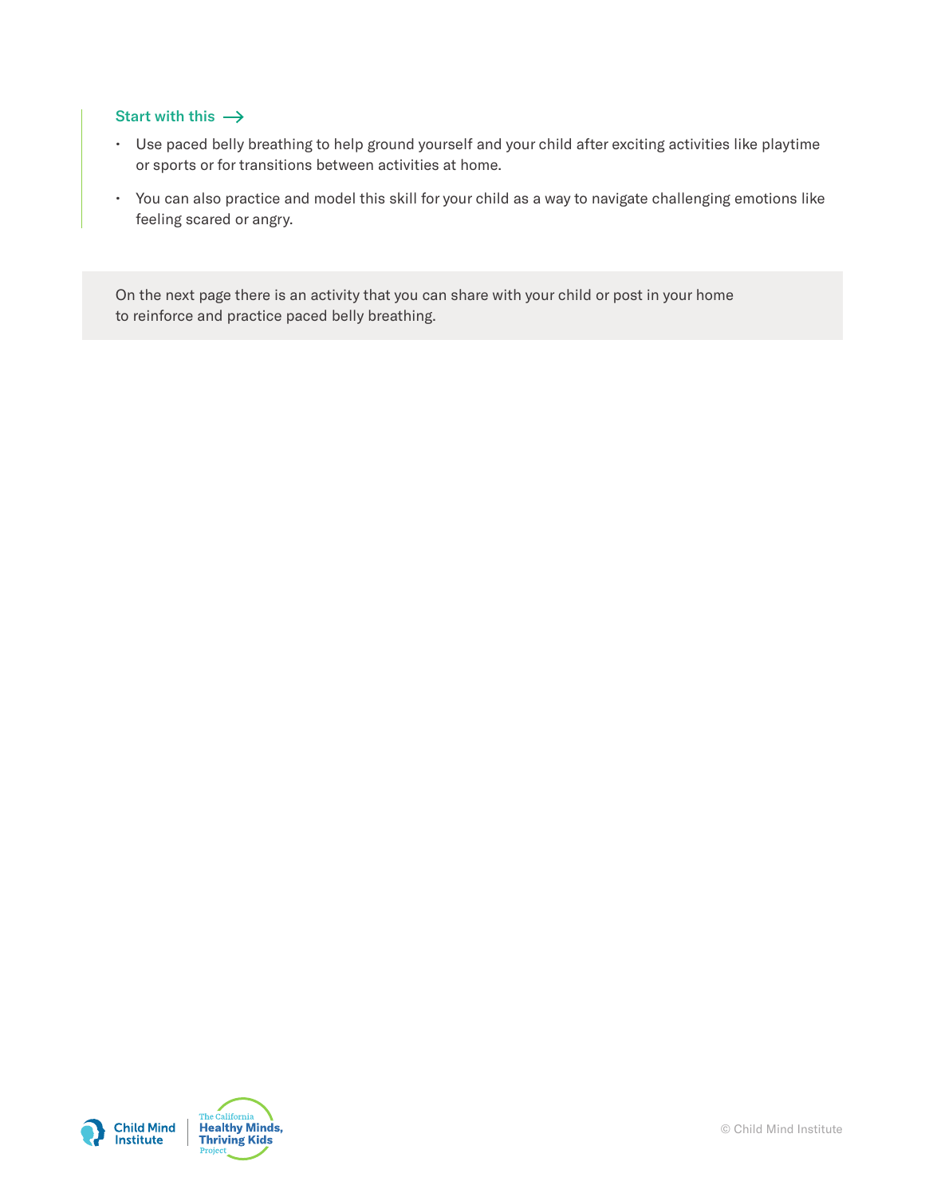### Start with this →

- Use paced belly breathing to help ground yourself and your child after exciting activities like playtime or sports or for transitions between activities at home.
- You can also practice and model this skill for your child as a way to navigate challenging emotions like feeling scared or angry.

On the next page there is an activity that you can share with your child or post in your home to reinforce and practice paced belly breathing.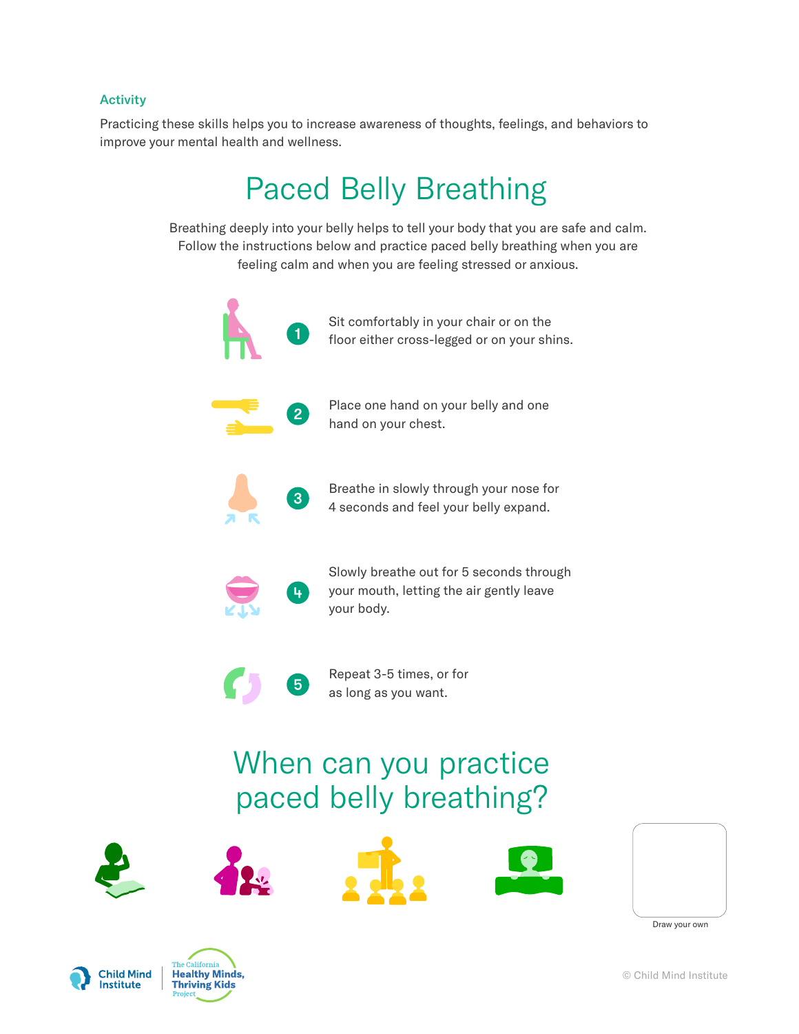**Activity**

Practicing these skills helps you to increase awareness of thoughts, feelings, and behaviors to improve your mental health and wellness.

# Paced Belly Breathing

Breathing deeply into your belly helps to tell your body that you are safe and calm. Follow the instructions below and practice paced belly breathing when you are feeling calm and when you are feeling stressed or anxious.

1. Sit comfortably in your chair or on the floor either cross-legged or on your shins.
2. Place one hand on your belly and one hand on your chest.
3. Breathe in slowly through your nose for 4 seconds and feel your belly expand.
4. Slowly breathe out for 5 seconds through your mouth, letting the air gently leave your body.
5. Repeat 3-5 times, or for as long as you want.

# When can you practice paced belly breathing?

Draw your own

© Child Mind Institute